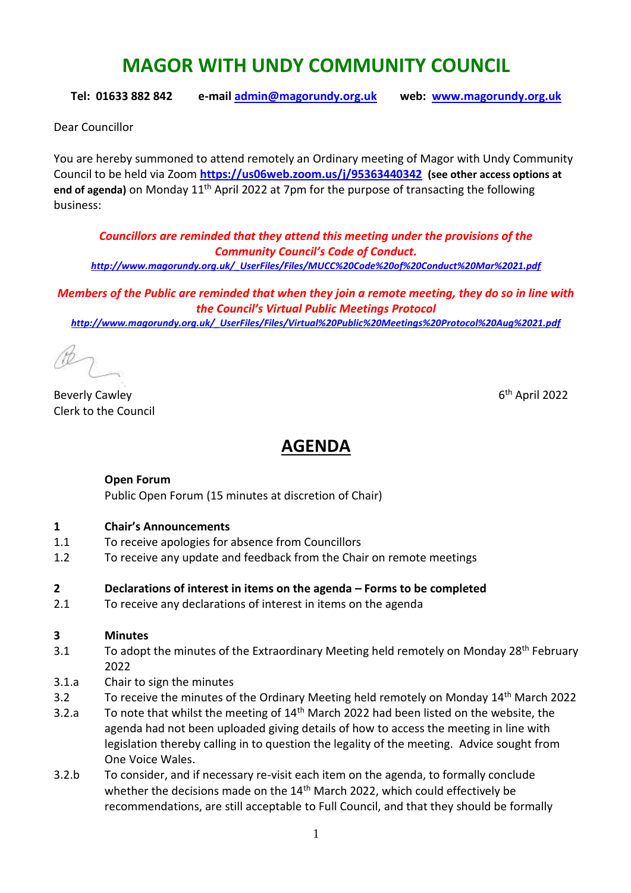# MAGOR WITH UNDY COMMUNITY COUNCIL

**Tel: 01633 882 842 e-mail admin@magorundy.org.uk web: www.magorundy.org.uk**

Dear Councillor

You are hereby summoned to attend remotely an Ordinary meeting of Magor with Undy Community Council to be held via Zoom **https://us06web.zoom.us/j/95363440342** **(see other access options at end of agenda)** on Monday 11th April 2022 at 7pm for the purpose of transacting the following business:

***Councillors are reminded that they attend this meeting under the provisions of the Community Council's Code of Conduct.***
***http://www.magorundy.org.uk/_UserFiles/Files/MUCC%20Code%20of%20Conduct%20Mar%2021.pdf***

***Members of the Public are reminded that when they join a remote meeting, they do so in line with the Council's Virtual Public Meetings Protocol***
***http://www.magorundy.org.uk/_UserFiles/Files/Virtual%20Public%20Meetings%20Protocol%20Aug%2021.pdf***

Beverly Cawley
Clerk to the Council

6th April 2022

## AGENDA

**Open Forum**
Public Open Forum (15 minutes at discretion of Chair)

**1 Chair's Announcements**
1.1 To receive apologies for absence from Councillors
1.2 To receive any update and feedback from the Chair on remote meetings

**2 Declarations of interest in items on the agenda – Forms to be completed**
2.1 To receive any declarations of interest in items on the agenda

**3 Minutes**
3.1 To adopt the minutes of the Extraordinary Meeting held remotely on Monday 28th February 2022
3.1.a Chair to sign the minutes
3.2 To receive the minutes of the Ordinary Meeting held remotely on Monday 14th March 2022
3.2.a To note that whilst the meeting of 14th March 2022 had been listed on the website, the agenda had not been uploaded giving details of how to access the meeting in line with legislation thereby calling in to question the legality of the meeting. Advice sought from One Voice Wales.
3.2.b To consider, and if necessary re-visit each item on the agenda, to formally conclude whether the decisions made on the 14th March 2022, which could effectively be recommendations, are still acceptable to Full Council, and that they should be formally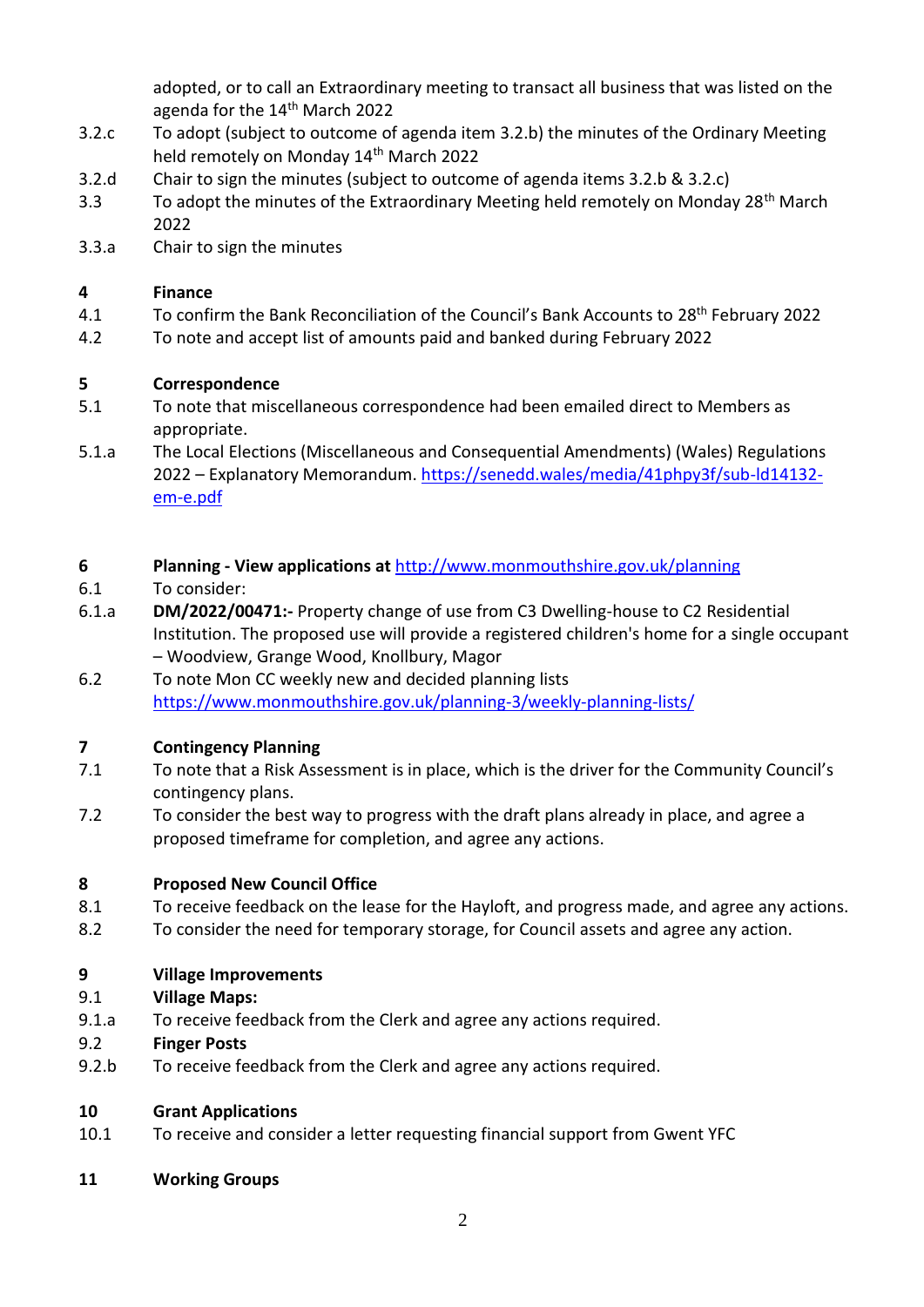adopted, or to call an Extraordinary meeting to transact all business that was listed on the agenda for the 14th March 2022

3.2.c To adopt (subject to outcome of agenda item 3.2.b) the minutes of the Ordinary Meeting held remotely on Monday 14th March 2022

3.2.d Chair to sign the minutes (subject to outcome of agenda items 3.2.b & 3.2.c)

3.3 To adopt the minutes of the Extraordinary Meeting held remotely on Monday 28th March 2022

3.3.a Chair to sign the minutes

**4 Finance**

4.1 To confirm the Bank Reconciliation of the Council's Bank Accounts to 28th February 2022

4.2 To note and accept list of amounts paid and banked during February 2022

**5 Correspondence**

5.1 To note that miscellaneous correspondence had been emailed direct to Members as appropriate.

5.1.a The Local Elections (Miscellaneous and Consequential Amendments) (Wales) Regulations 2022 – Explanatory Memorandum. https://senedd.wales/media/41phpy3f/sub-ld14132-em-e.pdf

**6 Planning - View applications at** http://www.monmouthshire.gov.uk/planning

6.1 To consider:

6.1.a **DM/2022/00471:-** Property change of use from C3 Dwelling-house to C2 Residential Institution. The proposed use will provide a registered children's home for a single occupant – Woodview, Grange Wood, Knollbury, Magor

6.2 To note Mon CC weekly new and decided planning lists https://www.monmouthshire.gov.uk/planning-3/weekly-planning-lists/

**7 Contingency Planning**

7.1 To note that a Risk Assessment is in place, which is the driver for the Community Council's contingency plans.

7.2 To consider the best way to progress with the draft plans already in place, and agree a proposed timeframe for completion, and agree any actions.

**8 Proposed New Council Office**

8.1 To receive feedback on the lease for the Hayloft, and progress made, and agree any actions.

8.2 To consider the need for temporary storage, for Council assets and agree any action.

**9 Village Improvements**

**9.1 Village Maps:**

9.1.a To receive feedback from the Clerk and agree any actions required.

**9.2 Finger Posts**

9.2.b To receive feedback from the Clerk and agree any actions required.

**10 Grant Applications**

10.1 To receive and consider a letter requesting financial support from Gwent YFC

**11 Working Groups**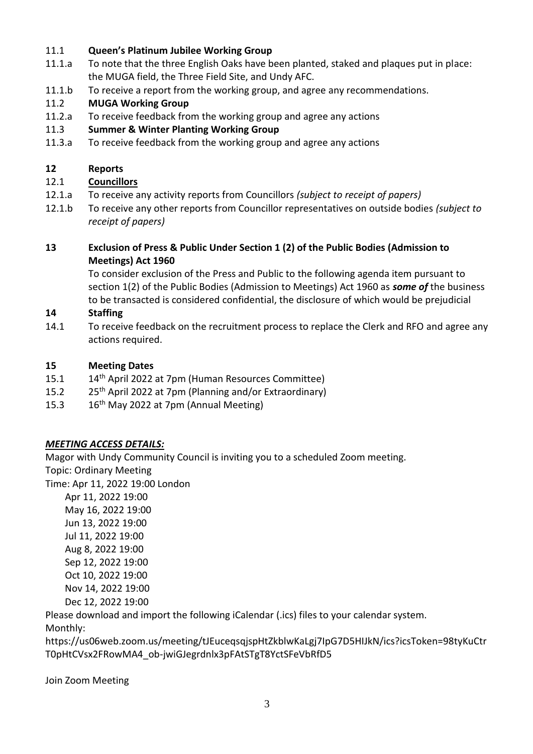11.1 **Queen's Platinum Jubilee Working Group**

11.1.a To note that the three English Oaks have been planted, staked and plaques put in place: the MUGA field, the Three Field Site, and Undy AFC.

11.1.b To receive a report from the working group, and agree any recommendations.

11.2 **MUGA Working Group**

11.2.a To receive feedback from the working group and agree any actions

11.3 **Summer & Winter Planting Working Group**

11.3.a To receive feedback from the working group and agree any actions

**12 Reports**

12.1 **Councillors**

12.1.a To receive any activity reports from Councillors *(subject to receipt of papers)*

12.1.b To receive any other reports from Councillor representatives on outside bodies *(subject to receipt of papers)*

**13 Exclusion of Press & Public Under Section 1 (2) of the Public Bodies (Admission to Meetings) Act 1960**

To consider exclusion of the Press and Public to the following agenda item pursuant to section 1(2) of the Public Bodies (Admission to Meetings) Act 1960 as ***some of*** the business to be transacted is considered confidential, the disclosure of which would be prejudicial

**14 Staffing**

14.1 To receive feedback on the recruitment process to replace the Clerk and RFO and agree any actions required.

**15 Meeting Dates**

15.1 14th April 2022 at 7pm (Human Resources Committee)

15.2 25th April 2022 at 7pm (Planning and/or Extraordinary)

15.3 16th May 2022 at 7pm (Annual Meeting)

***MEETING ACCESS DETAILS:***

Magor with Undy Community Council is inviting you to a scheduled Zoom meeting.

Topic: Ordinary Meeting

Time: Apr 11, 2022 19:00 London

Apr 11, 2022 19:00
May 16, 2022 19:00
Jun 13, 2022 19:00
Jul 11, 2022 19:00
Aug 8, 2022 19:00
Sep 12, 2022 19:00
Oct 10, 2022 19:00
Nov 14, 2022 19:00
Dec 12, 2022 19:00

Please download and import the following iCalendar (.ics) files to your calendar system.

Monthly:
https://us06web.zoom.us/meeting/tJEuceqsqjspHtZkblwKaLgj7IpG7D5HIJkN/ics?icsToken=98tyKuCtrT0pHtCVsx2FRowMA4_ob-jwiGJegrdnlx3pFAtSTgT8YctSFeVbRfD5

Join Zoom Meeting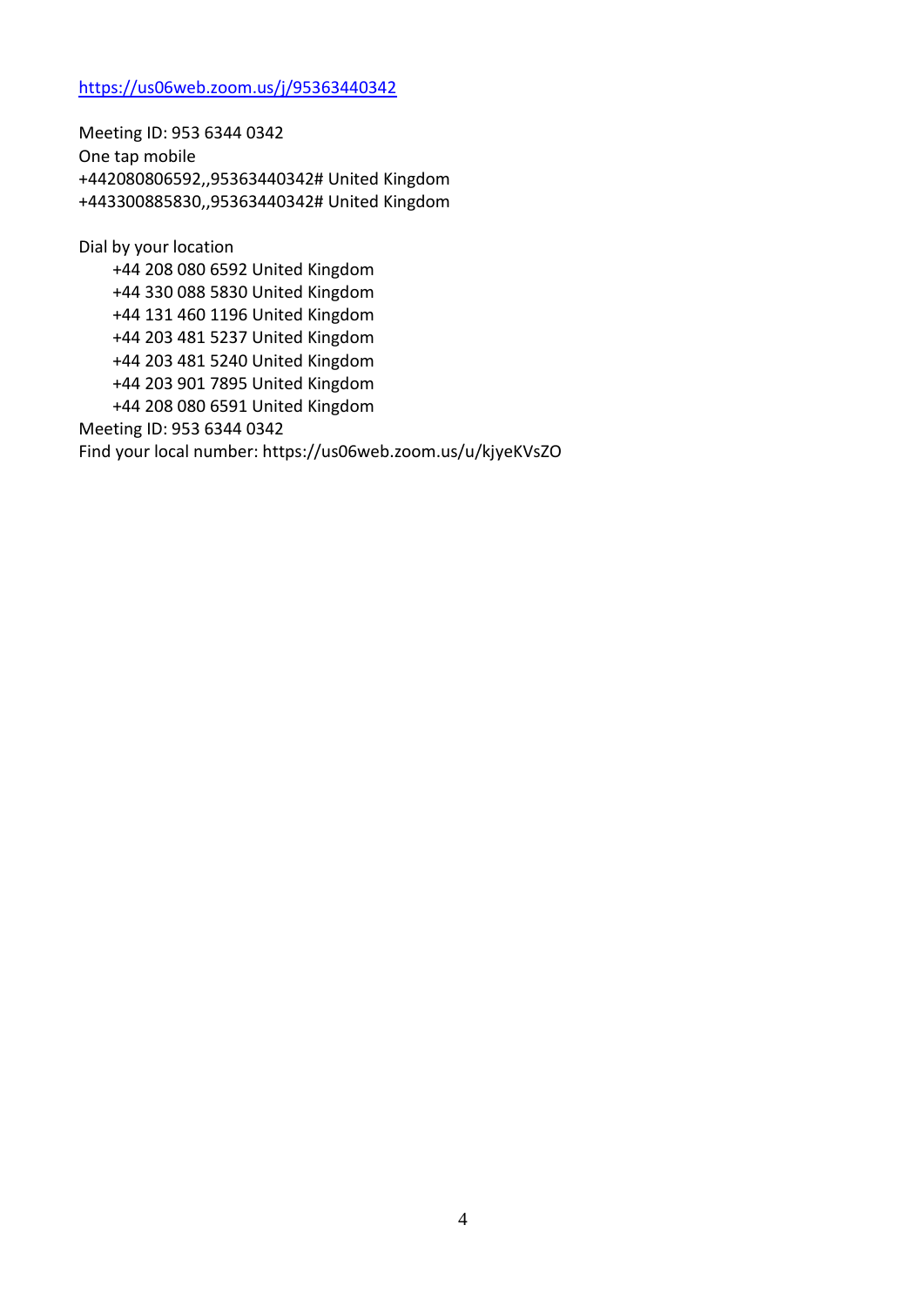https://us06web.zoom.us/j/95363440342

Meeting ID: 953 6344 0342
One tap mobile
+442080806592,,95363440342# United Kingdom
+443300885830,,95363440342# United Kingdom

Dial by your location
    +44 208 080 6592 United Kingdom
    +44 330 088 5830 United Kingdom
    +44 131 460 1196 United Kingdom
    +44 203 481 5237 United Kingdom
    +44 203 481 5240 United Kingdom
    +44 203 901 7895 United Kingdom
    +44 208 080 6591 United Kingdom
Meeting ID: 953 6344 0342
Find your local number: https://us06web.zoom.us/u/kjyeKVsZO